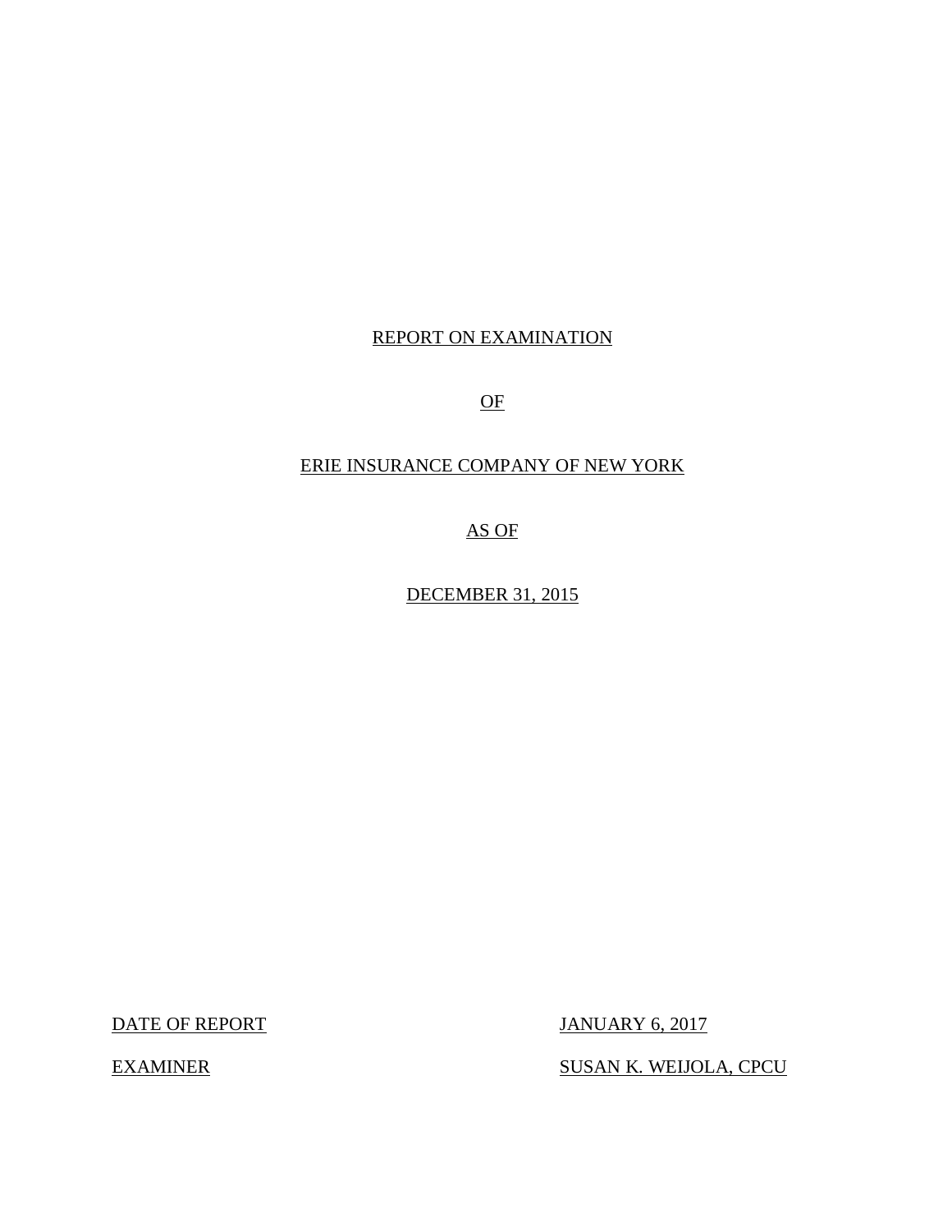REPORT ON EXAMINATION

OF

ERIE INSURANCE COMPANY OF NEW YORK

AS OF

DECEMBER 31, 2015

| | |
|---|---|
| DATE OF REPORT | JANUARY 6, 2017 |
| EXAMINER | SUSAN K. WEIJOLA, CPCU |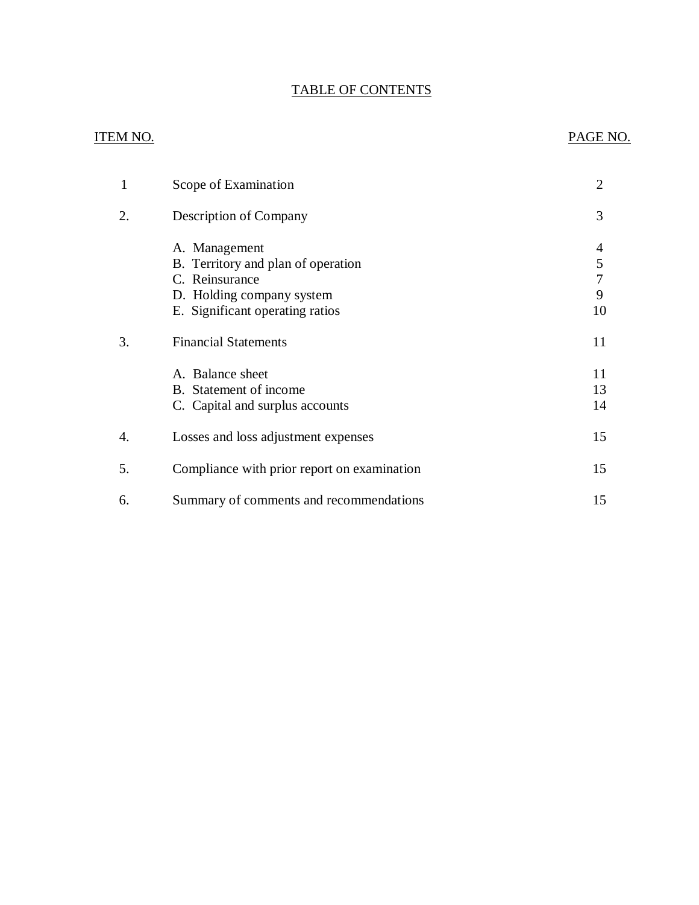## TABLE OF CONTENTS

| ITEM NO. | | PAGE NO. |
|---|---|---|
| 1 | Scope of Examination | 2 |
| 2. | Description of Company | 3 |
| | A. Management | 4 |
| | B. Territory and plan of operation | 5 |
| | C. Reinsurance | 7 |
| | D. Holding company system | 9 |
| | E. Significant operating ratios | 10 |
| 3. | Financial Statements | 11 |
| | A. Balance sheet | 11 |
| | B. Statement of income | 13 |
| | C. Capital and surplus accounts | 14 |
| 4. | Losses and loss adjustment expenses | 15 |
| 5. | Compliance with prior report on examination | 15 |
| 6. | Summary of comments and recommendations | 15 |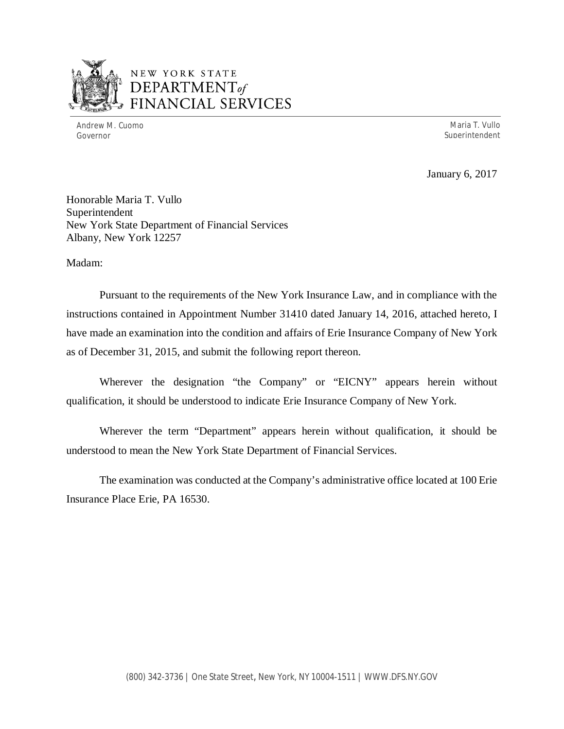NEW YORK STATE
DEPARTMENT *of*
FINANCIAL SERVICES

Andrew M. Cuomo
Governor

Maria T. Vullo
Superintendent

January 6, 2017

Honorable Maria T. Vullo
Superintendent
New York State Department of Financial Services
Albany, New York 12257

Madam:

Pursuant to the requirements of the New York Insurance Law, and in compliance with the instructions contained in Appointment Number 31410 dated January 14, 2016, attached hereto, I have made an examination into the condition and affairs of Erie Insurance Company of New York as of December 31, 2015, and submit the following report thereon.

Wherever the designation "the Company" or "EICNY" appears herein without qualification, it should be understood to indicate Erie Insurance Company of New York.

Wherever the term "Department" appears herein without qualification, it should be understood to mean the New York State Department of Financial Services.

The examination was conducted at the Company's administrative office located at 100 Erie Insurance Place Erie, PA 16530.

(800) 342-3736 | One State Street, New York, NY 10004-1511 | WWW.DFS.NY.GOV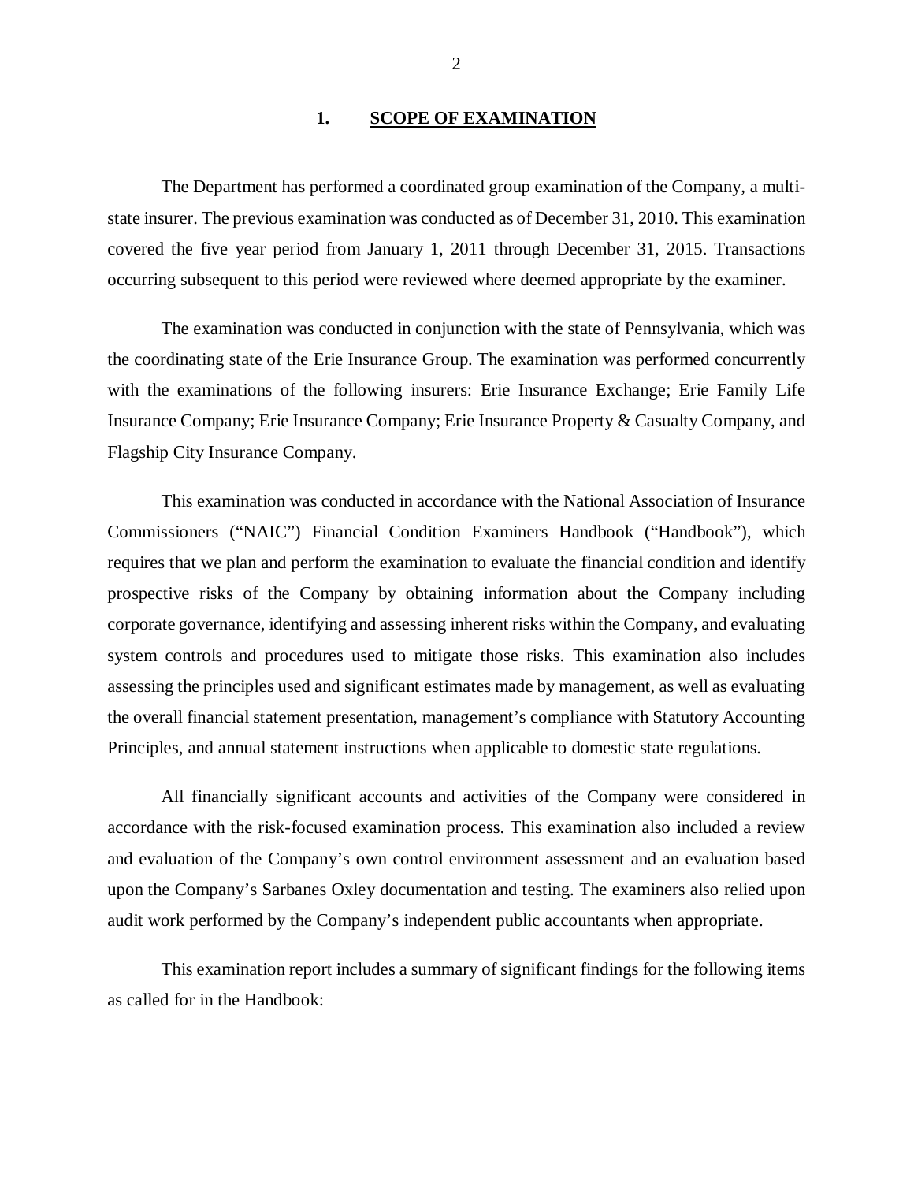## 1. SCOPE OF EXAMINATION

The Department has performed a coordinated group examination of the Company, a multi-state insurer. The previous examination was conducted as of December 31, 2010. This examination covered the five year period from January 1, 2011 through December 31, 2015. Transactions occurring subsequent to this period were reviewed where deemed appropriate by the examiner.

The examination was conducted in conjunction with the state of Pennsylvania, which was the coordinating state of the Erie Insurance Group. The examination was performed concurrently with the examinations of the following insurers: Erie Insurance Exchange; Erie Family Life Insurance Company; Erie Insurance Company; Erie Insurance Property & Casualty Company, and Flagship City Insurance Company.

This examination was conducted in accordance with the National Association of Insurance Commissioners ("NAIC") Financial Condition Examiners Handbook ("Handbook"), which requires that we plan and perform the examination to evaluate the financial condition and identify prospective risks of the Company by obtaining information about the Company including corporate governance, identifying and assessing inherent risks within the Company, and evaluating system controls and procedures used to mitigate those risks. This examination also includes assessing the principles used and significant estimates made by management, as well as evaluating the overall financial statement presentation, management's compliance with Statutory Accounting Principles, and annual statement instructions when applicable to domestic state regulations.

All financially significant accounts and activities of the Company were considered in accordance with the risk-focused examination process. This examination also included a review and evaluation of the Company's own control environment assessment and an evaluation based upon the Company's Sarbanes Oxley documentation and testing. The examiners also relied upon audit work performed by the Company's independent public accountants when appropriate.

This examination report includes a summary of significant findings for the following items as called for in the Handbook: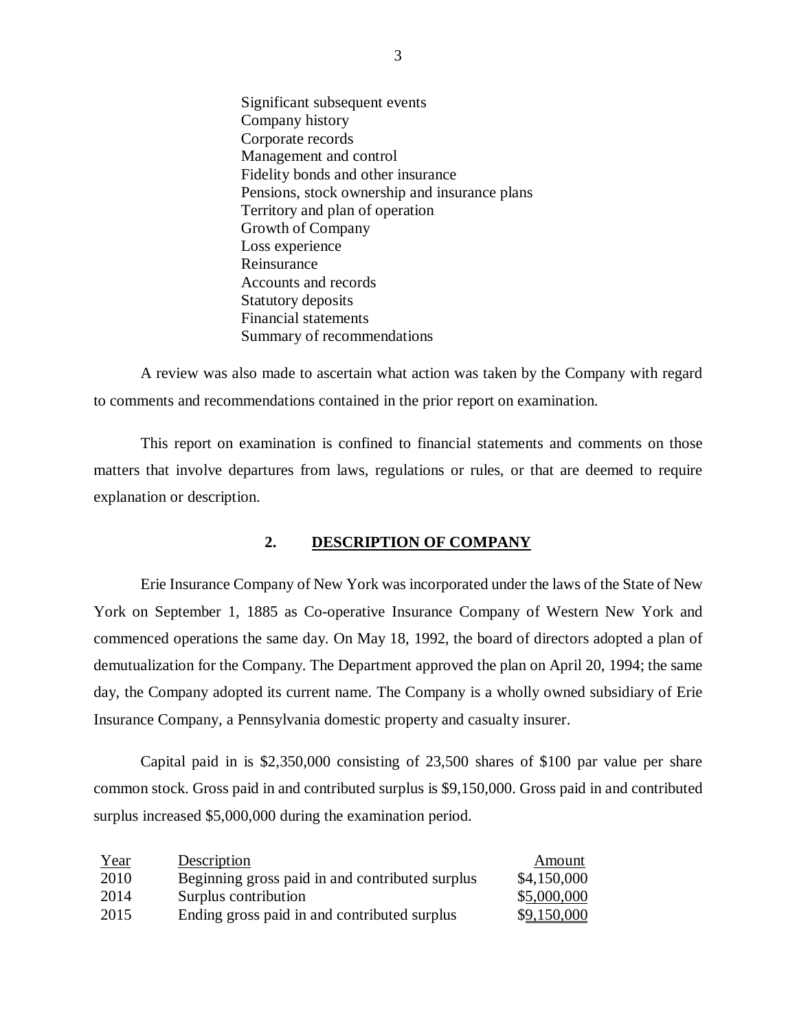- Significant subsequent events
- Company history
- Corporate records
- Management and control
- Fidelity bonds and other insurance
- Pensions, stock ownership and insurance plans
- Territory and plan of operation
- Growth of Company
- Loss experience
- Reinsurance
- Accounts and records
- Statutory deposits
- Financial statements
- Summary of recommendations

A review was also made to ascertain what action was taken by the Company with regard to comments and recommendations contained in the prior report on examination.

This report on examination is confined to financial statements and comments on those matters that involve departures from laws, regulations or rules, or that are deemed to require explanation or description.

## 2. DESCRIPTION OF COMPANY

Erie Insurance Company of New York was incorporated under the laws of the State of New York on September 1, 1885 as Co-operative Insurance Company of Western New York and commenced operations the same day. On May 18, 1992, the board of directors adopted a plan of demutualization for the Company. The Department approved the plan on April 20, 1994; the same day, the Company adopted its current name. The Company is a wholly owned subsidiary of Erie Insurance Company, a Pennsylvania domestic property and casualty insurer.

Capital paid in is $2,350,000 consisting of 23,500 shares of $100 par value per share common stock. Gross paid in and contributed surplus is $9,150,000. Gross paid in and contributed surplus increased $5,000,000 during the examination period.

| Year | Description | Amount |
|---|---|---|
| 2010 | Beginning gross paid in and contributed surplus | $4,150,000 |
| 2014 | Surplus contribution | $5,000,000 |
| 2015 | Ending gross paid in and contributed surplus | $9,150,000 |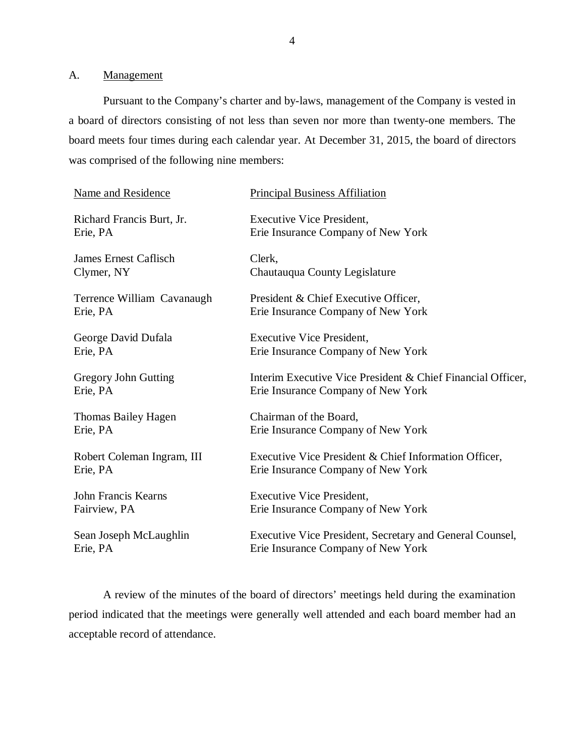## A. Management

Pursuant to the Company's charter and by-laws, management of the Company is vested in a board of directors consisting of not less than seven nor more than twenty-one members. The board meets four times during each calendar year. At December 31, 2015, the board of directors was comprised of the following nine members:

| Name and Residence | Principal Business Affiliation |
| --- | --- |
| Richard Francis Burt, Jr.<br>Erie, PA | Executive Vice President,<br>Erie Insurance Company of New York |
| James Ernest Caflisch<br>Clymer, NY | Clerk,<br>Chautauqua County Legislature |
| Terrence William Cavanaugh<br>Erie, PA | President & Chief Executive Officer,<br>Erie Insurance Company of New York |
| George David Dufala<br>Erie, PA | Executive Vice President,<br>Erie Insurance Company of New York |
| Gregory John Gutting<br>Erie, PA | Interim Executive Vice President & Chief Financial Officer,<br>Erie Insurance Company of New York |
| Thomas Bailey Hagen<br>Erie, PA | Chairman of the Board,<br>Erie Insurance Company of New York |
| Robert Coleman Ingram, III<br>Erie, PA | Executive Vice President & Chief Information Officer,<br>Erie Insurance Company of New York |
| John Francis Kearns<br>Fairview, PA | Executive Vice President,<br>Erie Insurance Company of New York |
| Sean Joseph McLaughlin<br>Erie, PA | Executive Vice President, Secretary and General Counsel,<br>Erie Insurance Company of New York |

A review of the minutes of the board of directors' meetings held during the examination period indicated that the meetings were generally well attended and each board member had an acceptable record of attendance.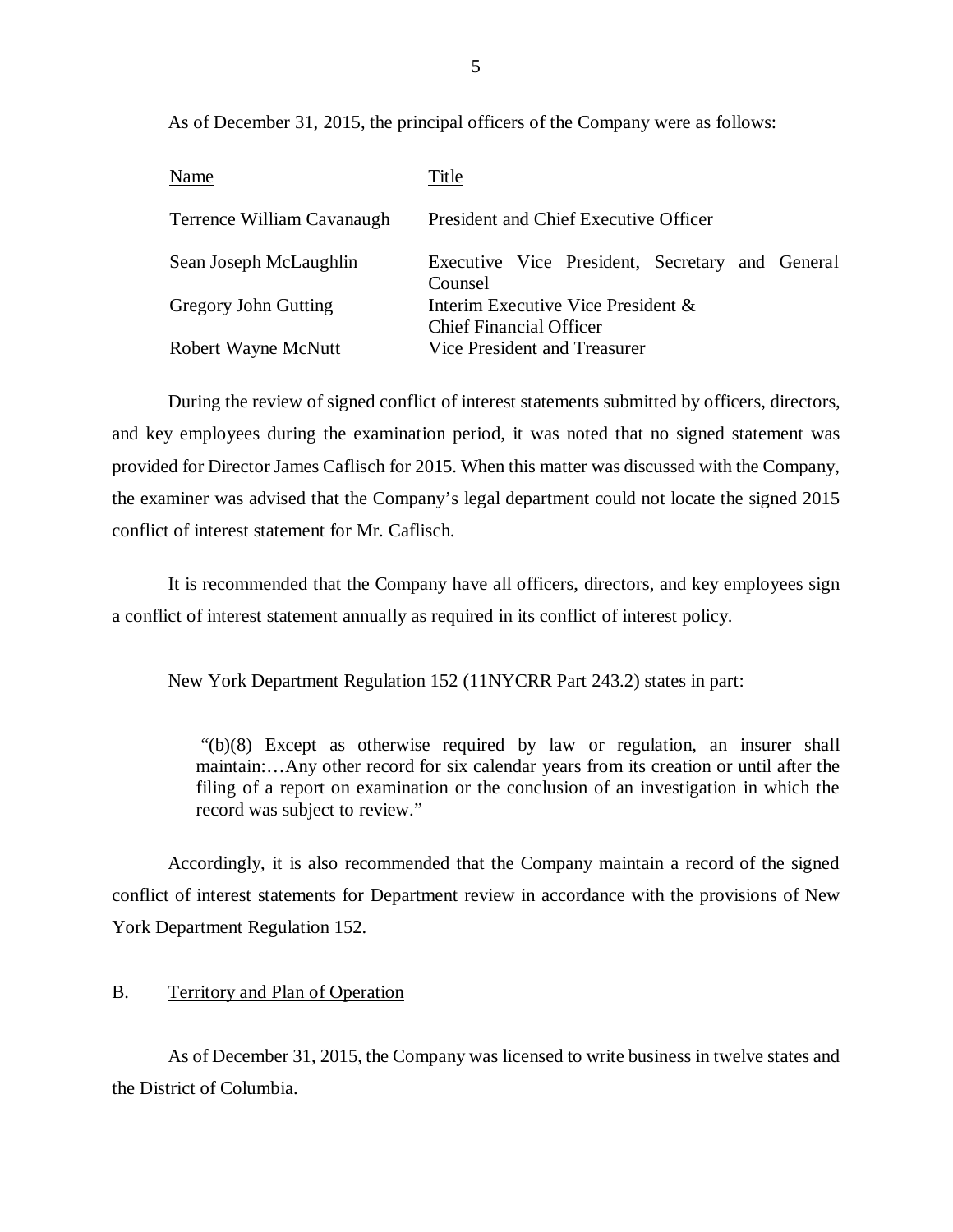As of December 31, 2015, the principal officers of the Company were as follows:

| Name | Title |
| --- | --- |
| Terrence William Cavanaugh | President and Chief Executive Officer |
| Sean Joseph McLaughlin | Executive Vice President, Secretary and General Counsel |
| Gregory John Gutting | Interim Executive Vice President & Chief Financial Officer |
| Robert Wayne McNutt | Vice President and Treasurer |

During the review of signed conflict of interest statements submitted by officers, directors, and key employees during the examination period, it was noted that no signed statement was provided for Director James Caflisch for 2015. When this matter was discussed with the Company, the examiner was advised that the Company's legal department could not locate the signed 2015 conflict of interest statement for Mr. Caflisch.

It is recommended that the Company have all officers, directors, and key employees sign a conflict of interest statement annually as required in its conflict of interest policy.

New York Department Regulation 152 (11NYCRR Part 243.2) states in part:

> "(b)(8) Except as otherwise required by law or regulation, an insurer shall maintain:…Any other record for six calendar years from its creation or until after the filing of a report on examination or the conclusion of an investigation in which the record was subject to review."

Accordingly, it is also recommended that the Company maintain a record of the signed conflict of interest statements for Department review in accordance with the provisions of New York Department Regulation 152.

## B. Territory and Plan of Operation

As of December 31, 2015, the Company was licensed to write business in twelve states and the District of Columbia.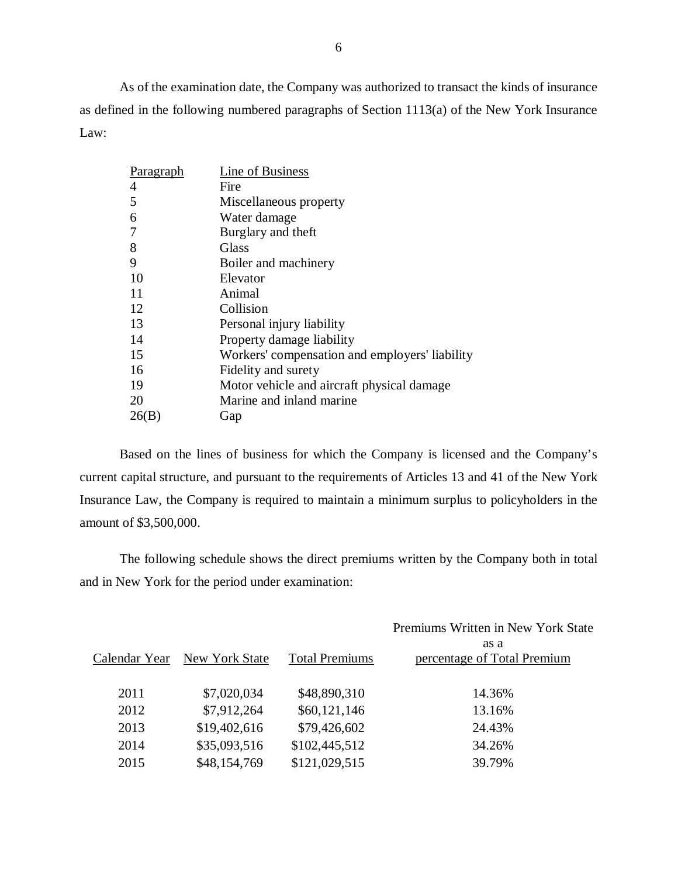As of the examination date, the Company was authorized to transact the kinds of insurance as defined in the following numbered paragraphs of Section 1113(a) of the New York Insurance Law:

| Paragraph | Line of Business |
|---|---|
| 4 | Fire |
| 5 | Miscellaneous property |
| 6 | Water damage |
| 7 | Burglary and theft |
| 8 | Glass |
| 9 | Boiler and machinery |
| 10 | Elevator |
| 11 | Animal |
| 12 | Collision |
| 13 | Personal injury liability |
| 14 | Property damage liability |
| 15 | Workers' compensation and employers' liability |
| 16 | Fidelity and surety |
| 19 | Motor vehicle and aircraft physical damage |
| 20 | Marine and inland marine |
| 26(B) | Gap |

Based on the lines of business for which the Company is licensed and the Company's current capital structure, and pursuant to the requirements of Articles 13 and 41 of the New York Insurance Law, the Company is required to maintain a minimum surplus to policyholders in the amount of $3,500,000.

The following schedule shows the direct premiums written by the Company both in total and in New York for the period under examination:

| Calendar Year | New York State | Total Premiums | Premiums Written in New York State as a percentage of Total Premium |
|---|---|---|---|
| 2011 | $7,020,034 | $48,890,310 | 14.36% |
| 2012 | $7,912,264 | $60,121,146 | 13.16% |
| 2013 | $19,402,616 | $79,426,602 | 24.43% |
| 2014 | $35,093,516 | $102,445,512 | 34.26% |
| 2015 | $48,154,769 | $121,029,515 | 39.79% |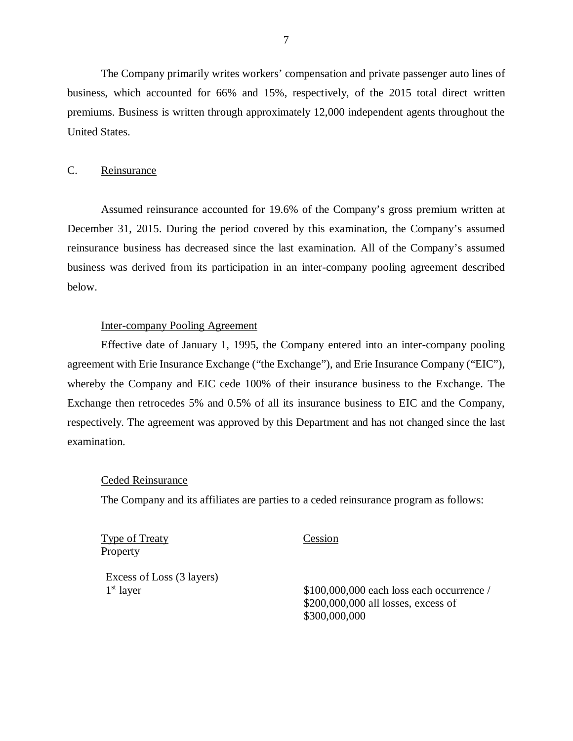The Company primarily writes workers' compensation and private passenger auto lines of business, which accounted for 66% and 15%, respectively, of the 2015 total direct written premiums. Business is written through approximately 12,000 independent agents throughout the United States.

C. Reinsurance

Assumed reinsurance accounted for 19.6% of the Company's gross premium written at December 31, 2015. During the period covered by this examination, the Company's assumed reinsurance business has decreased since the last examination. All of the Company's assumed business was derived from its participation in an inter-company pooling agreement described below.

Inter-company Pooling Agreement

Effective date of January 1, 1995, the Company entered into an inter-company pooling agreement with Erie Insurance Exchange ("the Exchange"), and Erie Insurance Company ("EIC"), whereby the Company and EIC cede 100% of their insurance business to the Exchange. The Exchange then retrocedes 5% and 0.5% of all its insurance business to EIC and the Company, respectively. The agreement was approved by this Department and has not changed since the last examination.

Ceded Reinsurance

The Company and its affiliates are parties to a ceded reinsurance program as follows:

| Type of Treaty | Cession |
|---|---|
| Property | |
| Excess of Loss (3 layers) | |
| 1st layer | \$100,000,000 each loss each occurrence / \$200,000,000 all losses, excess of \$300,000,000 |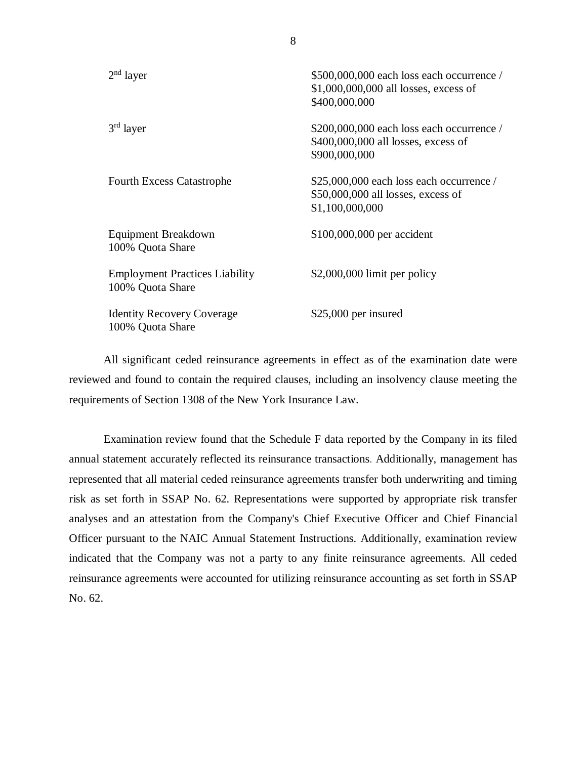| | |
|---|---|
| 2nd layer | \$500,000,000 each loss each occurrence / \$1,000,000,000 all losses, excess of \$400,000,000 |
| 3rd layer | \$200,000,000 each loss each occurrence / \$400,000,000 all losses, excess of \$900,000,000 |
| Fourth Excess Catastrophe | \$25,000,000 each loss each occurrence / \$50,000,000 all losses, excess of \$1,100,000,000 |
| Equipment Breakdown 100% Quota Share | \$100,000,000 per accident |
| Employment Practices Liability 100% Quota Share | \$2,000,000 limit per policy |
| Identity Recovery Coverage 100% Quota Share | \$25,000 per insured |

All significant ceded reinsurance agreements in effect as of the examination date were reviewed and found to contain the required clauses, including an insolvency clause meeting the requirements of Section 1308 of the New York Insurance Law.

Examination review found that the Schedule F data reported by the Company in its filed annual statement accurately reflected its reinsurance transactions. Additionally, management has represented that all material ceded reinsurance agreements transfer both underwriting and timing risk as set forth in SSAP No. 62. Representations were supported by appropriate risk transfer analyses and an attestation from the Company's Chief Executive Officer and Chief Financial Officer pursuant to the NAIC Annual Statement Instructions. Additionally, examination review indicated that the Company was not a party to any finite reinsurance agreements. All ceded reinsurance agreements were accounted for utilizing reinsurance accounting as set forth in SSAP No. 62.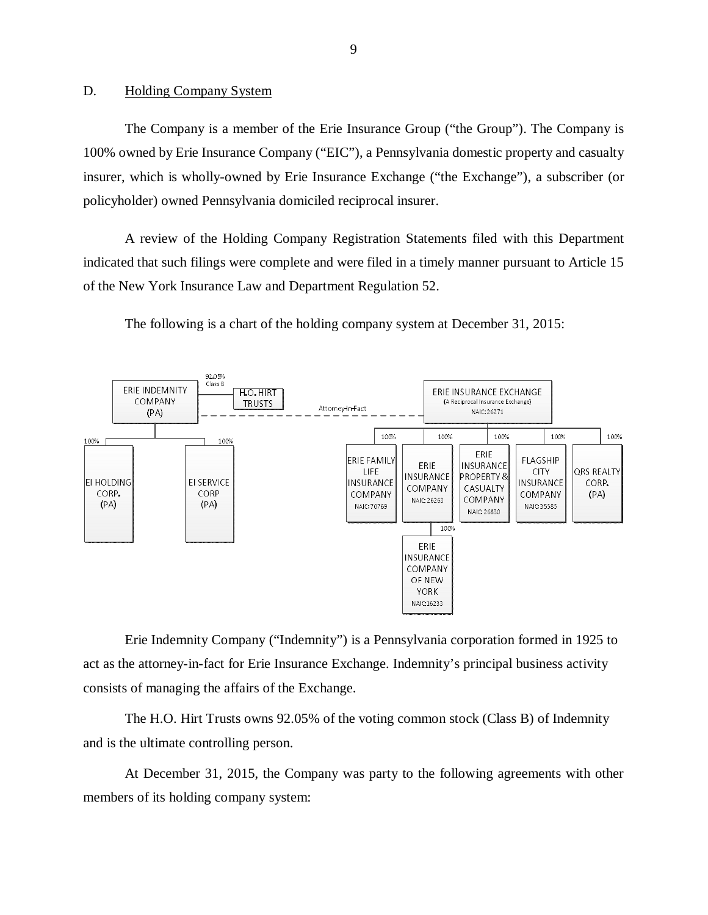D. Holding Company System

The Company is a member of the Erie Insurance Group ("the Group"). The Company is 100% owned by Erie Insurance Company ("EIC"), a Pennsylvania domestic property and casualty insurer, which is wholly-owned by Erie Insurance Exchange ("the Exchange"), a subscriber (or policyholder) owned Pennsylvania domiciled reciprocal insurer.

A review of the Holding Company Registration Statements filed with this Department indicated that such filings were complete and were filed in a timely manner pursuant to Article 15 of the New York Insurance Law and Department Regulation 52.

The following is a chart of the holding company system at December 31, 2015:

ERIE INDEMNITY COMPANY (PA) — 92.05% Class B — H.O. HIRT TRUSTS

ERIE INDEMNITY COMPANY (PA) — Attorney-In-Fact — ERIE INSURANCE EXCHANGE (A Reciprocal Insurance Exchange) NAIC: 26271

ERIE INDEMNITY COMPANY (PA):
- 100% EI HOLDING CORP. (PA)
- 100% EI SERVICE CORP (PA)

ERIE INSURANCE EXCHANGE:
- 100% ERIE FAMILY LIFE INSURANCE COMPANY NAIC: 70769
- 100% ERIE INSURANCE COMPANY NAIC: 26263
  - 100% ERIE INSURANCE COMPANY OF NEW YORK NAIC: 16233
- 100% ERIE INSURANCE PROPERTY & CASUALTY COMPANY NAIC: 26830
- 100% FLAGSHIP CITY INSURANCE COMPANY NAIC: 35585
- 100% QRS REALTY CORP. (PA)

Erie Indemnity Company ("Indemnity") is a Pennsylvania corporation formed in 1925 to act as the attorney-in-fact for Erie Insurance Exchange. Indemnity's principal business activity consists of managing the affairs of the Exchange.

The H.O. Hirt Trusts owns 92.05% of the voting common stock (Class B) of Indemnity and is the ultimate controlling person.

At December 31, 2015, the Company was party to the following agreements with other members of its holding company system: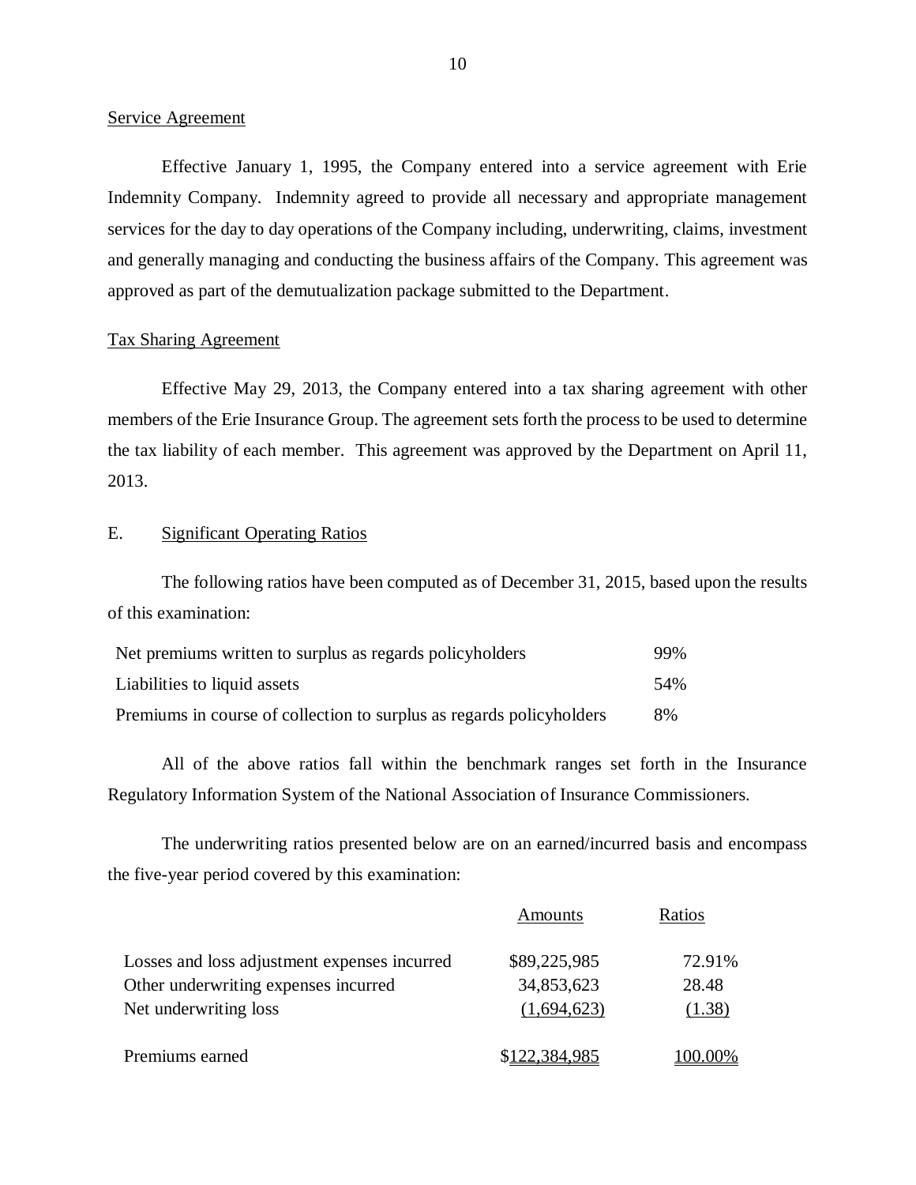Service Agreement

Effective January 1, 1995, the Company entered into a service agreement with Erie Indemnity Company. Indemnity agreed to provide all necessary and appropriate management services for the day to day operations of the Company including, underwriting, claims, investment and generally managing and conducting the business affairs of the Company. This agreement was approved as part of the demutualization package submitted to the Department.

Tax Sharing Agreement

Effective May 29, 2013, the Company entered into a tax sharing agreement with other members of the Erie Insurance Group. The agreement sets forth the process to be used to determine the tax liability of each member. This agreement was approved by the Department on April 11, 2013.

## E. Significant Operating Ratios

The following ratios have been computed as of December 31, 2015, based upon the results of this examination:

| | |
|---|---|
| Net premiums written to surplus as regards policyholders | 99% |
| Liabilities to liquid assets | 54% |
| Premiums in course of collection to surplus as regards policyholders | 8% |

All of the above ratios fall within the benchmark ranges set forth in the Insurance Regulatory Information System of the National Association of Insurance Commissioners.

The underwriting ratios presented below are on an earned/incurred basis and encompass the five-year period covered by this examination:

| | Amounts | Ratios |
|---|---|---|
| Losses and loss adjustment expenses incurred | $89,225,985 | 72.91% |
| Other underwriting expenses incurred | 34,853,623 | 28.48 |
| Net underwriting loss | (1,694,623) | (1.38) |
| Premiums earned | $122,384,985 | 100.00% |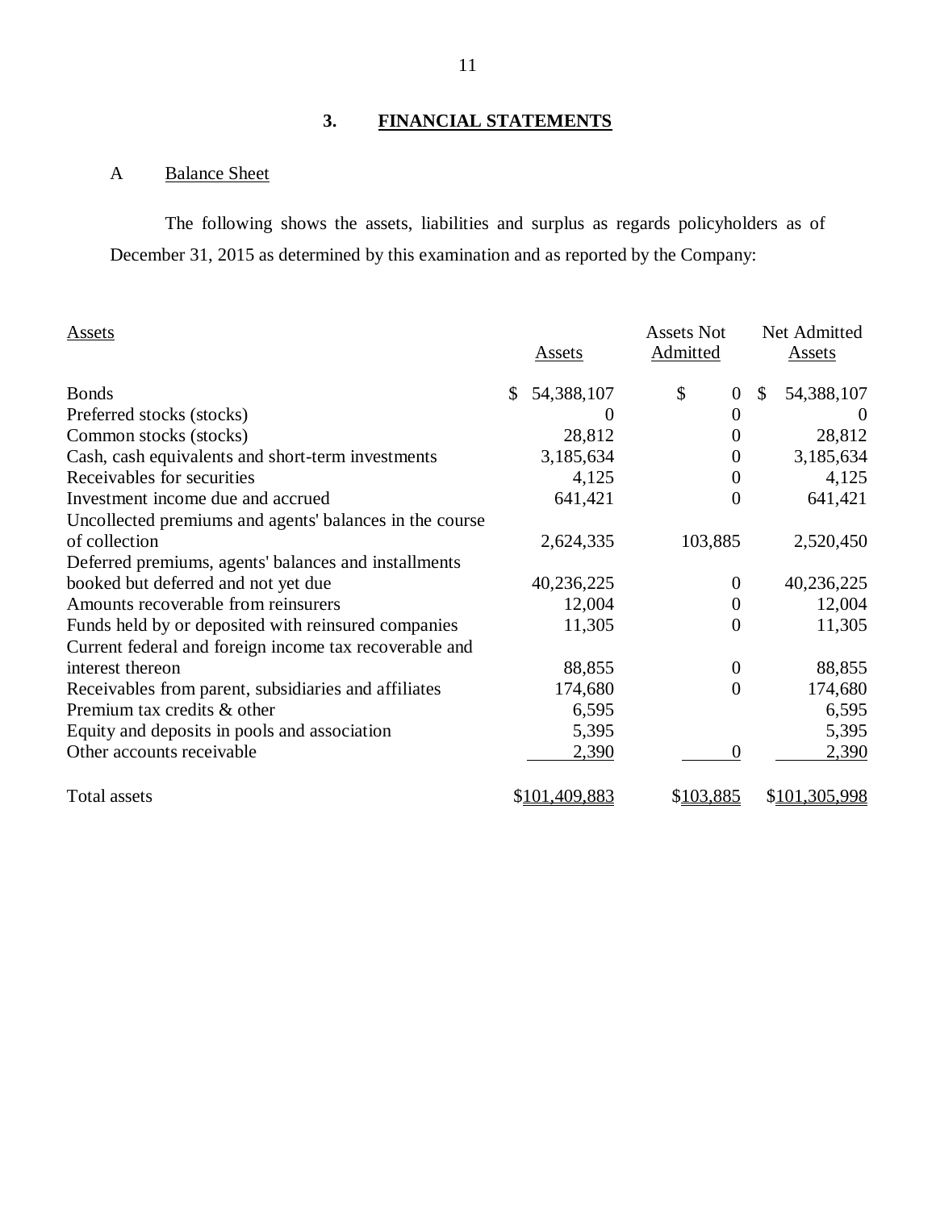## 3. FINANCIAL STATEMENTS

### A Balance Sheet

The following shows the assets, liabilities and surplus as regards policyholders as of December 31, 2015 as determined by this examination and as reported by the Company:

| Assets | Assets | Assets Not Admitted | Net Admitted Assets |
|---|---|---|---|
| Bonds | $ 54,388,107 | $ 0 | $ 54,388,107 |
| Preferred stocks (stocks) | 0 | 0 | 0 |
| Common stocks (stocks) | 28,812 | 0 | 28,812 |
| Cash, cash equivalents and short-term investments | 3,185,634 | 0 | 3,185,634 |
| Receivables for securities | 4,125 | 0 | 4,125 |
| Investment income due and accrued | 641,421 | 0 | 641,421 |
| Uncollected premiums and agents' balances in the course of collection | 2,624,335 | 103,885 | 2,520,450 |
| Deferred premiums, agents' balances and installments booked but deferred and not yet due | 40,236,225 | 0 | 40,236,225 |
| Amounts recoverable from reinsurers | 12,004 | 0 | 12,004 |
| Funds held by or deposited with reinsured companies | 11,305 | 0 | 11,305 |
| Current federal and foreign income tax recoverable and interest thereon | 88,855 | 0 | 88,855 |
| Receivables from parent, subsidiaries and affiliates | 174,680 | 0 | 174,680 |
| Premium tax credits & other | 6,595 | | 6,595 |
| Equity and deposits in pools and association | 5,395 | | 5,395 |
| Other accounts receivable | 2,390 | 0 | 2,390 |
| Total assets | $101,409,883 | $103,885 | $101,305,998 |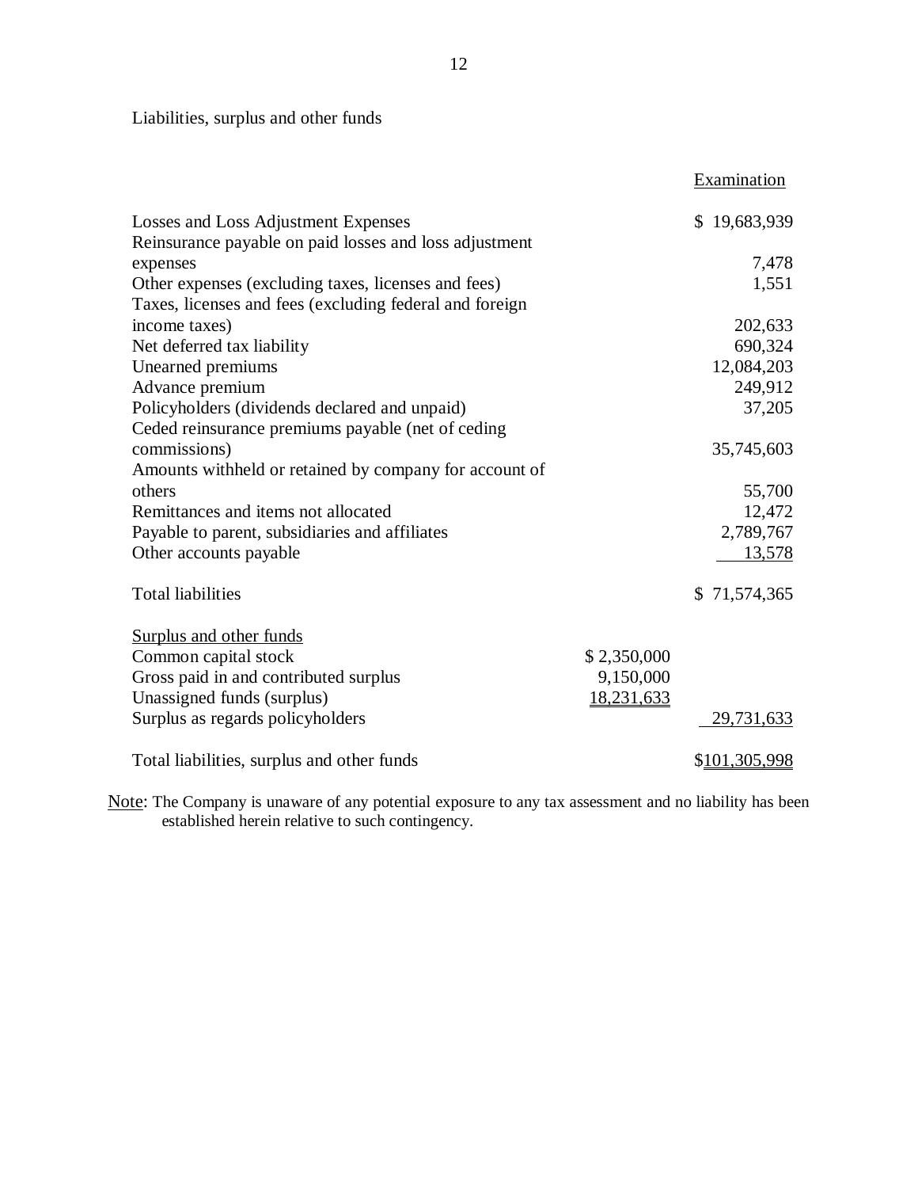Liabilities, surplus and other funds

| | | Examination |
|---|---|---|
| Losses and Loss Adjustment Expenses | | $ 19,683,939 |
| Reinsurance payable on paid losses and loss adjustment expenses | | 7,478 |
| Other expenses (excluding taxes, licenses and fees) | | 1,551 |
| Taxes, licenses and fees (excluding federal and foreign income taxes) | | 202,633 |
| Net deferred tax liability | | 690,324 |
| Unearned premiums | | 12,084,203 |
| Advance premium | | 249,912 |
| Policyholders (dividends declared and unpaid) | | 37,205 |
| Ceded reinsurance premiums payable (net of ceding commissions) | | 35,745,603 |
| Amounts withheld or retained by company for account of others | | 55,700 |
| Remittances and items not allocated | | 12,472 |
| Payable to parent, subsidiaries and affiliates | | 2,789,767 |
| Other accounts payable | | 13,578 |
| Total liabilities | | $ 71,574,365 |
| Surplus and other funds | | |
| Common capital stock | $ 2,350,000 | |
| Gross paid in and contributed surplus | 9,150,000 | |
| Unassigned funds (surplus) | 18,231,633 | |
| Surplus as regards policyholders | | 29,731,633 |
| Total liabilities, surplus and other funds | | $101,305,998 |

Note: The Company is unaware of any potential exposure to any tax assessment and no liability has been established herein relative to such contingency.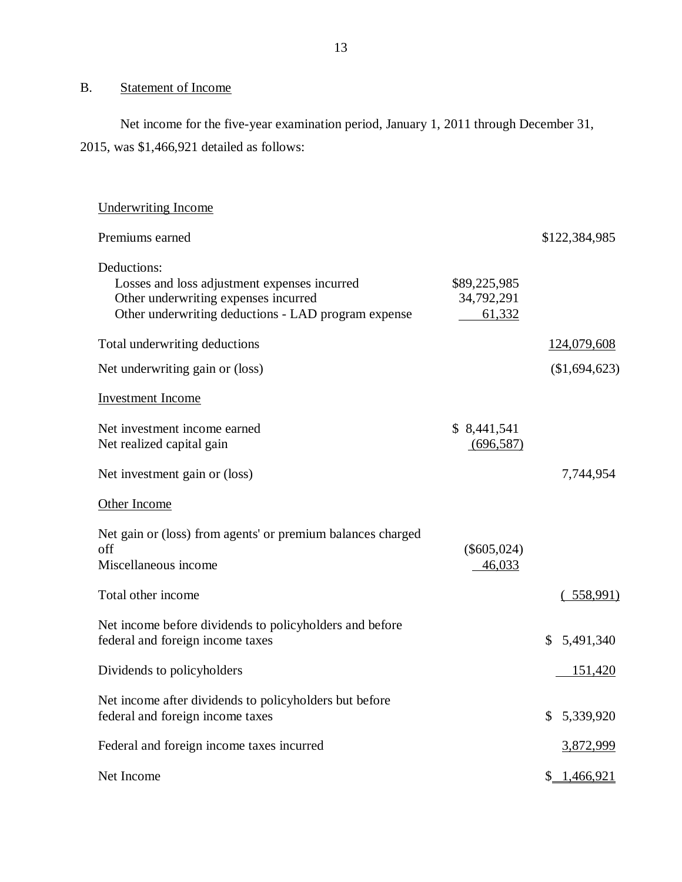## B. Statement of Income

Net income for the five-year examination period, January 1, 2011 through December 31, 2015, was $1,466,921 detailed as follows:

| | | |
|---|---|---|
| Underwriting Income | | |
| Premiums earned | | $122,384,985 |
| Deductions: | | |
| Losses and loss adjustment expenses incurred | $89,225,985 | |
| Other underwriting expenses incurred | 34,792,291 | |
| Other underwriting deductions - LAD program expense | 61,332 | |
| Total underwriting deductions | | 124,079,608 |
| Net underwriting gain or (loss) | | ($1,694,623) |
| Investment Income | | |
| Net investment income earned | $ 8,441,541 | |
| Net realized capital gain | (696,587) | |
| Net investment gain or (loss) | | 7,744,954 |
| Other Income | | |
| Net gain or (loss) from agents' or premium balances charged off | ($605,024) | |
| Miscellaneous income | 46,033 | |
| Total other income | | ( 558,991) |
| Net income before dividends to policyholders and before federal and foreign income taxes | | $ 5,491,340 |
| Dividends to policyholders | | 151,420 |
| Net income after dividends to policyholders but before federal and foreign income taxes | | $ 5,339,920 |
| Federal and foreign income taxes incurred | | 3,872,999 |
| Net Income | | $ 1,466,921 |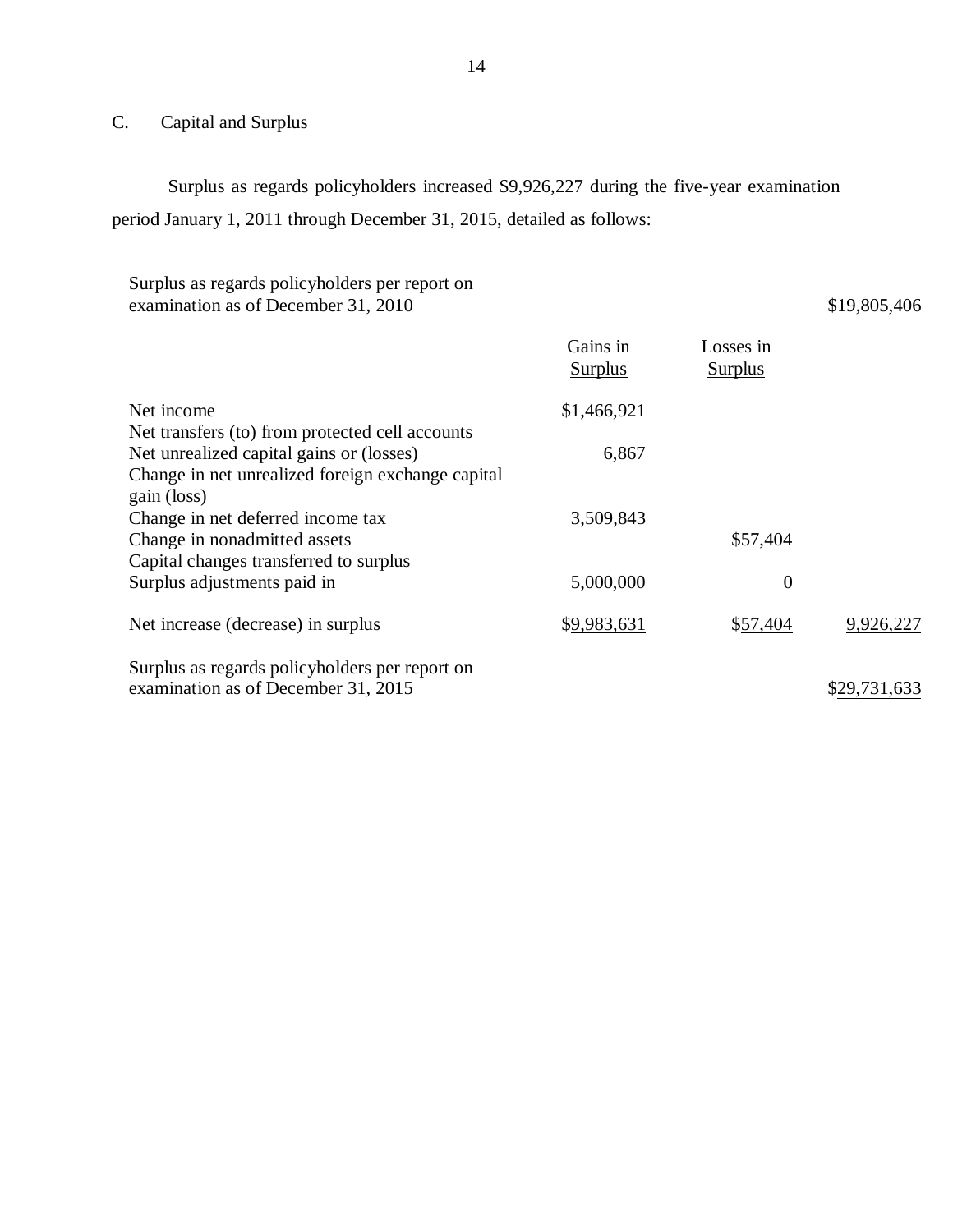C. Capital and Surplus

Surplus as regards policyholders increased $9,926,227 during the five-year examination period January 1, 2011 through December 31, 2015, detailed as follows:

| | | | |
|---|---|---|---|
| Surplus as regards policyholders per report on examination as of December 31, 2010 | | | $19,805,406 |
| | Gains in Surplus | Losses in Surplus | |
| Net income | $1,466,921 | | |
| Net transfers (to) from protected cell accounts | | | |
| Net unrealized capital gains or (losses) | 6,867 | | |
| Change in net unrealized foreign exchange capital gain (loss) | | | |
| Change in net deferred income tax | 3,509,843 | | |
| Change in nonadmitted assets | | $57,404 | |
| Capital changes transferred to surplus | | | |
| Surplus adjustments paid in | 5,000,000 | 0 | |
| Net increase (decrease) in surplus | $9,983,631 | $57,404 | 9,926,227 |
| Surplus as regards policyholders per report on examination as of December 31, 2015 | | | $29,731,633 |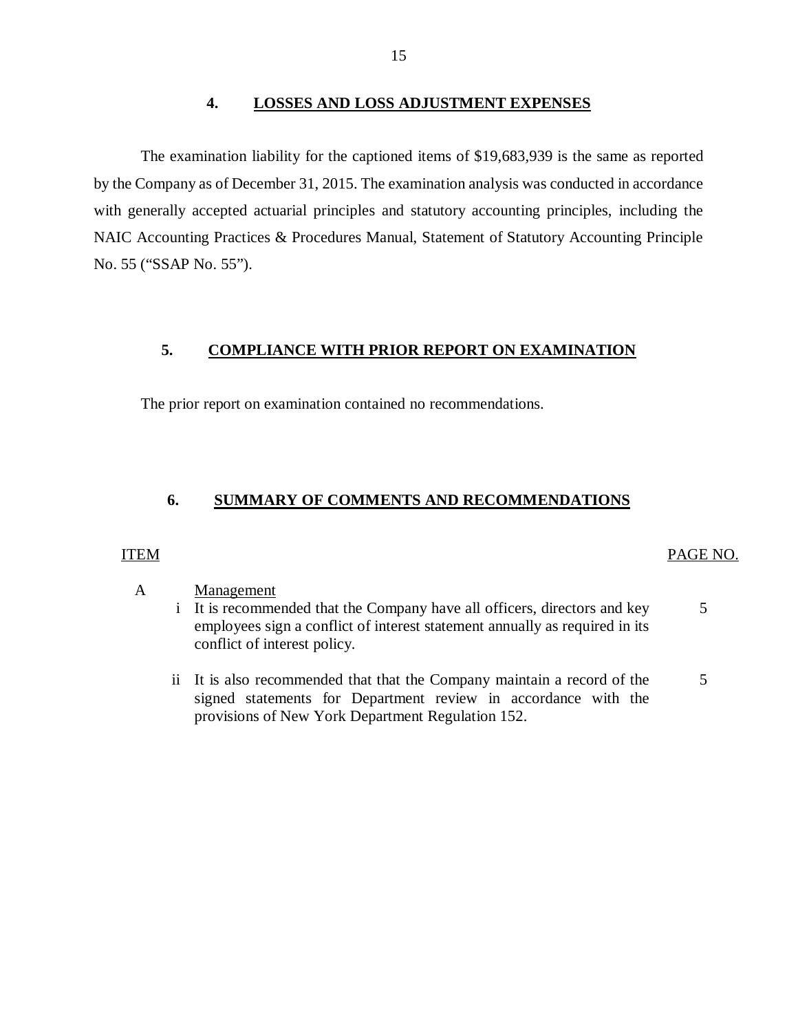## 4. LOSSES AND LOSS ADJUSTMENT EXPENSES

The examination liability for the captioned items of $19,683,939 is the same as reported by the Company as of December 31, 2015. The examination analysis was conducted in accordance with generally accepted actuarial principles and statutory accounting principles, including the NAIC Accounting Practices & Procedures Manual, Statement of Statutory Accounting Principle No. 55 ("SSAP No. 55").

## 5. COMPLIANCE WITH PRIOR REPORT ON EXAMINATION

The prior report on examination contained no recommendations.

## 6. SUMMARY OF COMMENTS AND RECOMMENDATIONS

| ITEM | | | PAGE NO. |
|---|---|---|---|
| A | | Management | |
| | i | It is recommended that the Company have all officers, directors and key employees sign a conflict of interest statement annually as required in its conflict of interest policy. | 5 |
| | ii | It is also recommended that that the Company maintain a record of the signed statements for Department review in accordance with the provisions of New York Department Regulation 152. | 5 |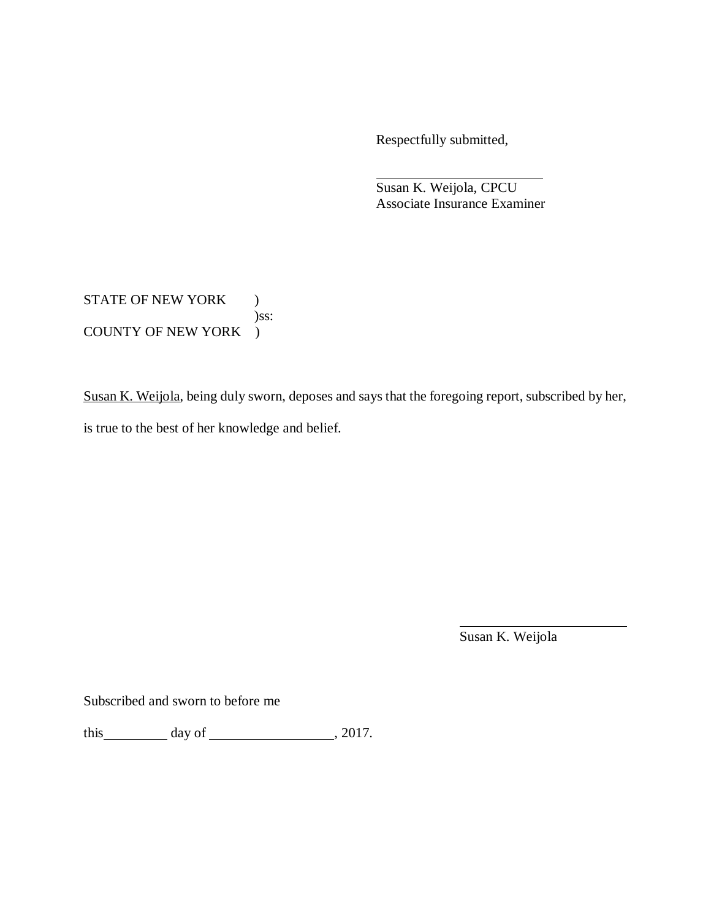Respectfully submitted,

\_\_\_\_\_\_\_\_\_\_\_\_\_\_\_\_\_\_\_\_\_\_\_\_\_\_
Susan K. Weijola, CPCU
Associate Insurance Examiner

STATE OF NEW YORK )
)ss:
COUNTY OF NEW YORK )

Susan K. Weijola, being duly sworn, deposes and says that the foregoing report, subscribed by her, is true to the best of her knowledge and belief.

\_\_\_\_\_\_\_\_\_\_\_\_\_\_\_\_\_\_\_\_\_\_\_\_\_\_
Susan K. Weijola

Subscribed and sworn to before me

this\_\_\_\_\_\_\_\_\_\_ day of \_\_\_\_\_\_\_\_\_\_\_\_\_\_\_\_\_\_\_, 2017.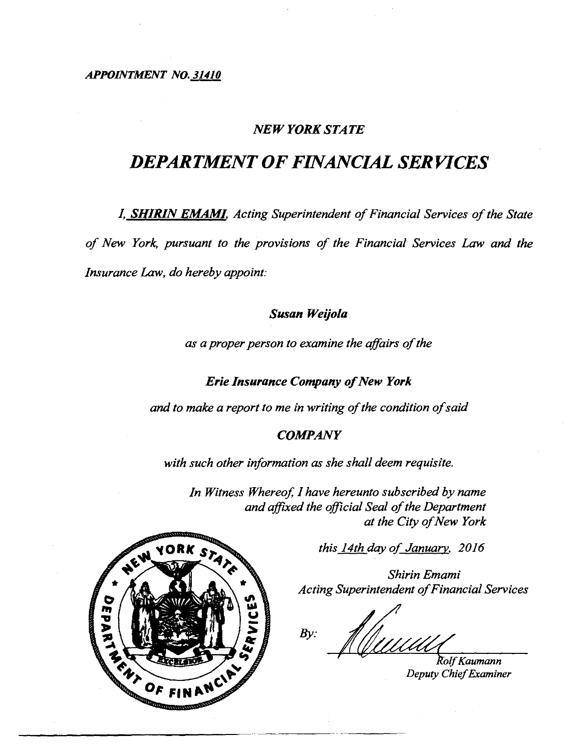*APPOINTMENT NO. 31410*

*NEW YORK STATE*

# *DEPARTMENT OF FINANCIAL SERVICES*

*I, **SHIRIN EMAMI**, Acting Superintendent of Financial Services of the State of New York, pursuant to the provisions of the Financial Services Law and the Insurance Law, do hereby appoint:*

***Susan Weijola***

*as a proper person to examine the affairs of the*

***Erie Insurance Company of New York***

*and to make a report to me in writing of the condition of said*

*COMPANY*

*with such other information as she shall deem requisite.*

*In Witness Whereof, I have hereunto subscribed by name and affixed the official Seal of the Department at the City of New York*

*this 14th day of January, 2016*

*Shirin Emami*
*Acting Superintendent of Financial Services*

*By:*

*Rolf Kaumann*
*Deputy Chief Examiner*